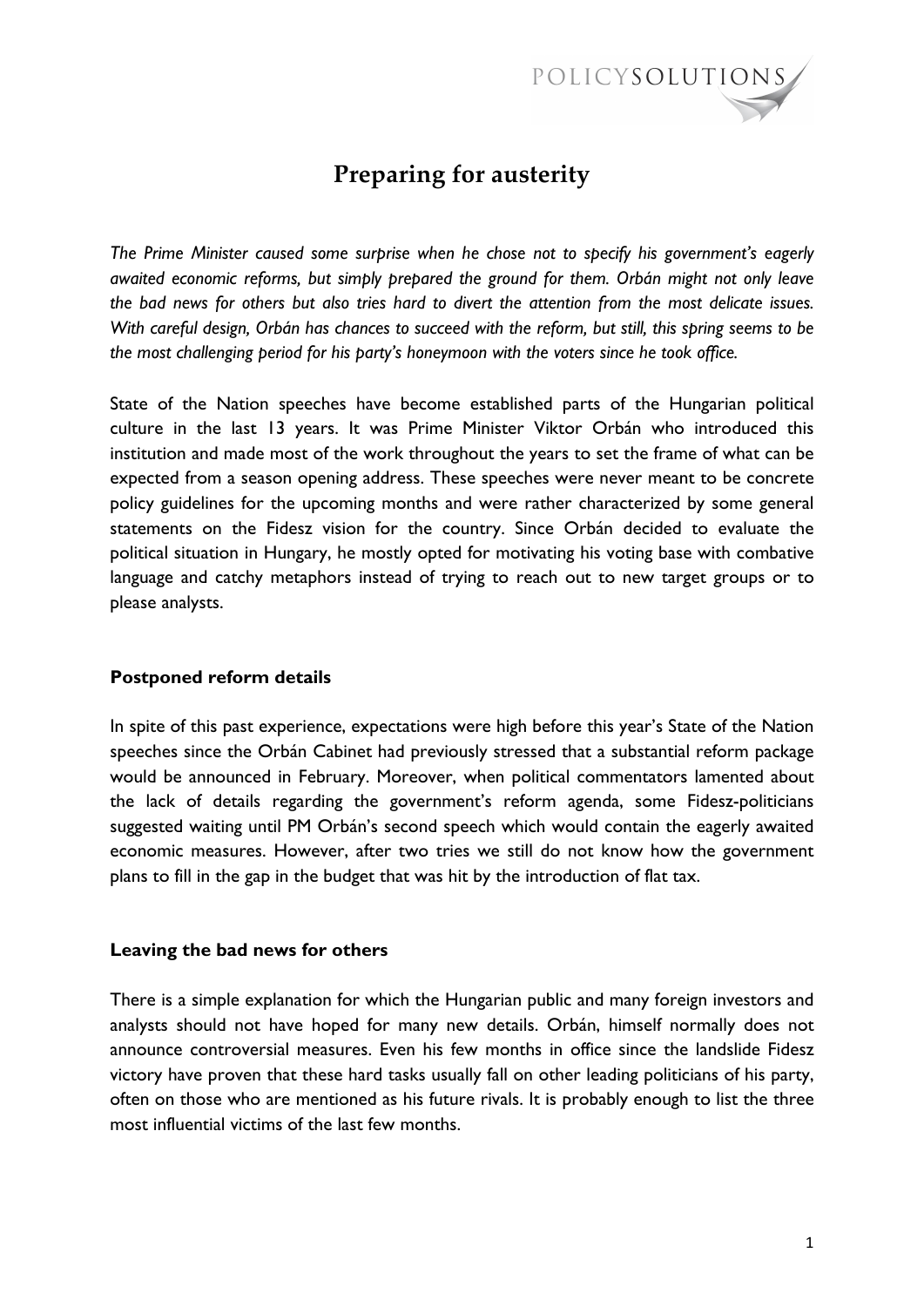# Preparing for austerity

*The Prime Minister caused some surprise when he chose not to specify his government's eagerly awaited economic reforms, but simply prepared the ground for them. Orbán might not only leave the bad news for others but also tries hard to divert the attention from the most delicate issues. With careful design, Orbán has chances to succeed with the reform, but still, this spring seems to be the most challenging period for his party's honeymoon with the voters since he took office.*

State of the Nation speeches have become established parts of the Hungarian political culture in the last 13 years. It was Prime Minister Viktor Orbán who introduced this institution and made most of the work throughout the years to set the frame of what can be expected from a season opening address. These speeches were never meant to be concrete policy guidelines for the upcoming months and were rather characterized by some general statements on the Fidesz vision for the country. Since Orbán decided to evaluate the political situation in Hungary, he mostly opted for motivating his voting base with combative language and catchy metaphors instead of trying to reach out to new target groups or to please analysts.

### Postponed reform details

In spite of this past experience, expectations were high before this year's State of the Nation speeches since the Orbán Cabinet had previously stressed that a substantial reform package would be announced in February. Moreover, when political commentators lamented about the lack of details regarding the government's reform agenda, some Fidesz-politicians suggested waiting until PM Orbán's second speech which would contain the eagerly awaited economic measures. However, after two tries we still do not know how the government plans to fill in the gap in the budget that was hit by the introduction of flat tax.

### Leaving the bad news for others

There is a simple explanation for which the Hungarian public and many foreign investors and analysts should not have hoped for many new details. Orbán, himself normally does not announce controversial measures. Even his few months in office since the landslide Fidesz victory have proven that these hard tasks usually fall on other leading politicians of his party, often on those who are mentioned as his future rivals. It is probably enough to list the three most influential victims of the last few months.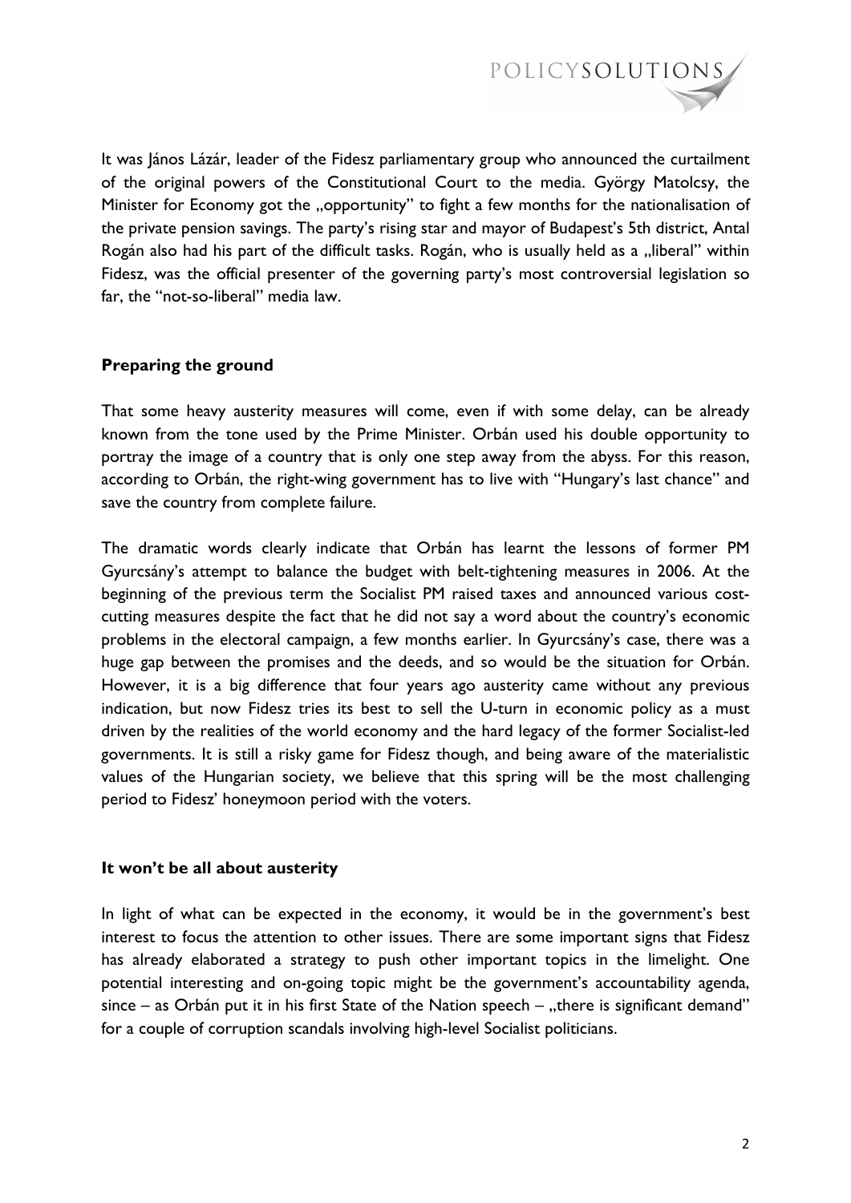It was János Lázár, leader of the Fidesz parliamentary group who announced the curtailment of the original powers of the Constitutional Court to the media. György Matolcsy, the Minister for Economy got the „opportunity" to fight a few months for the nationalisation of the private pension savings. The party's rising star and mayor of Budapest's 5th district, Antal Rogán also had his part of the difficult tasks. Rogán, who is usually held as a „liberal" within Fidesz, was the official presenter of the governing party's most controversial legislation so far, the "not-so-liberal" media law.

## Preparing the ground

That some heavy austerity measures will come, even if with some delay, can be already known from the tone used by the Prime Minister. Orbán used his double opportunity to portray the image of a country that is only one step away from the abyss. For this reason, according to Orbán, the right-wing government has to live with "Hungary's last chance" and save the country from complete failure.

The dramatic words clearly indicate that Orbán has learnt the lessons of former PM Gyurcsány's attempt to balance the budget with belt-tightening measures in 2006. At the beginning of the previous term the Socialist PM raised taxes and announced various cost-cutting measures despite the fact that he did not say a word about the country's economic problems in the electoral campaign, a few months earlier. In Gyurcsány's case, there was a huge gap between the promises and the deeds, and so would be the situation for Orbán. However, it is a big difference that four years ago austerity came without any previous indication, but now Fidesz tries its best to sell the U-turn in economic policy as a must driven by the realities of the world economy and the hard legacy of the former Socialist-led governments. It is still a risky game for Fidesz though, and being aware of the materialistic values of the Hungarian society, we believe that this spring will be the most challenging period to Fidesz' honeymoon period with the voters.

## It won't be all about austerity

In light of what can be expected in the economy, it would be in the government's best interest to focus the attention to other issues. There are some important signs that Fidesz has already elaborated a strategy to push other important topics in the limelight. One potential interesting and on-going topic might be the government's accountability agenda, since – as Orbán put it in his first State of the Nation speech – „there is significant demand" for a couple of corruption scandals involving high-level Socialist politicians.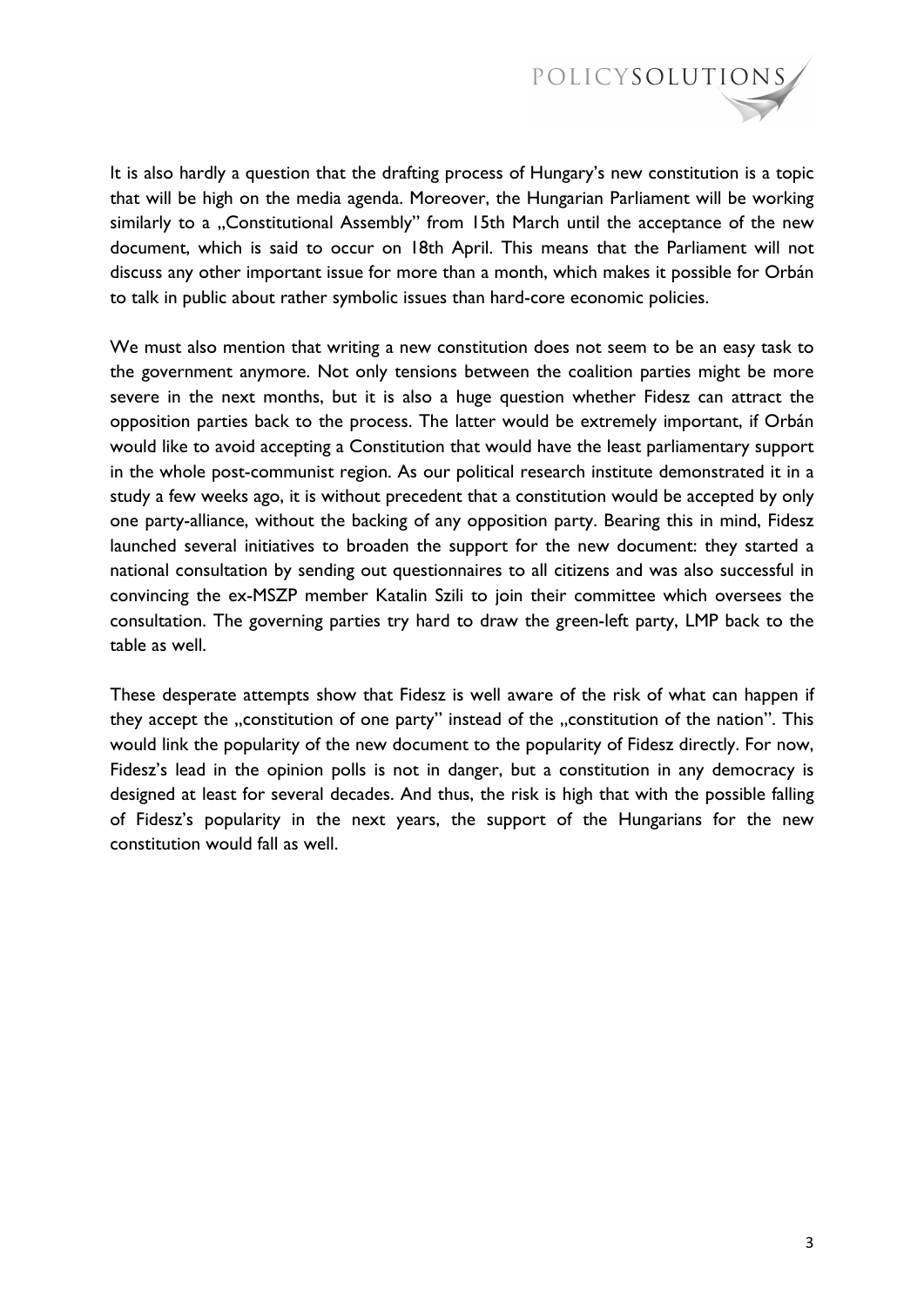It is also hardly a question that the drafting process of Hungary's new constitution is a topic that will be high on the media agenda. Moreover, the Hungarian Parliament will be working similarly to a „Constitutional Assembly" from 15th March until the acceptance of the new document, which is said to occur on 18th April. This means that the Parliament will not discuss any other important issue for more than a month, which makes it possible for Orbán to talk in public about rather symbolic issues than hard-core economic policies.

We must also mention that writing a new constitution does not seem to be an easy task to the government anymore. Not only tensions between the coalition parties might be more severe in the next months, but it is also a huge question whether Fidesz can attract the opposition parties back to the process. The latter would be extremely important, if Orbán would like to avoid accepting a Constitution that would have the least parliamentary support in the whole post-communist region. As our political research institute demonstrated it in a study a few weeks ago, it is without precedent that a constitution would be accepted by only one party-alliance, without the backing of any opposition party. Bearing this in mind, Fidesz launched several initiatives to broaden the support for the new document: they started a national consultation by sending out questionnaires to all citizens and was also successful in convincing the ex-MSZP member Katalin Szili to join their committee which oversees the consultation. The governing parties try hard to draw the green-left party, LMP back to the table as well.

These desperate attempts show that Fidesz is well aware of the risk of what can happen if they accept the „constitution of one party" instead of the „constitution of the nation". This would link the popularity of the new document to the popularity of Fidesz directly. For now, Fidesz's lead in the opinion polls is not in danger, but a constitution in any democracy is designed at least for several decades. And thus, the risk is high that with the possible falling of Fidesz's popularity in the next years, the support of the Hungarians for the new constitution would fall as well.